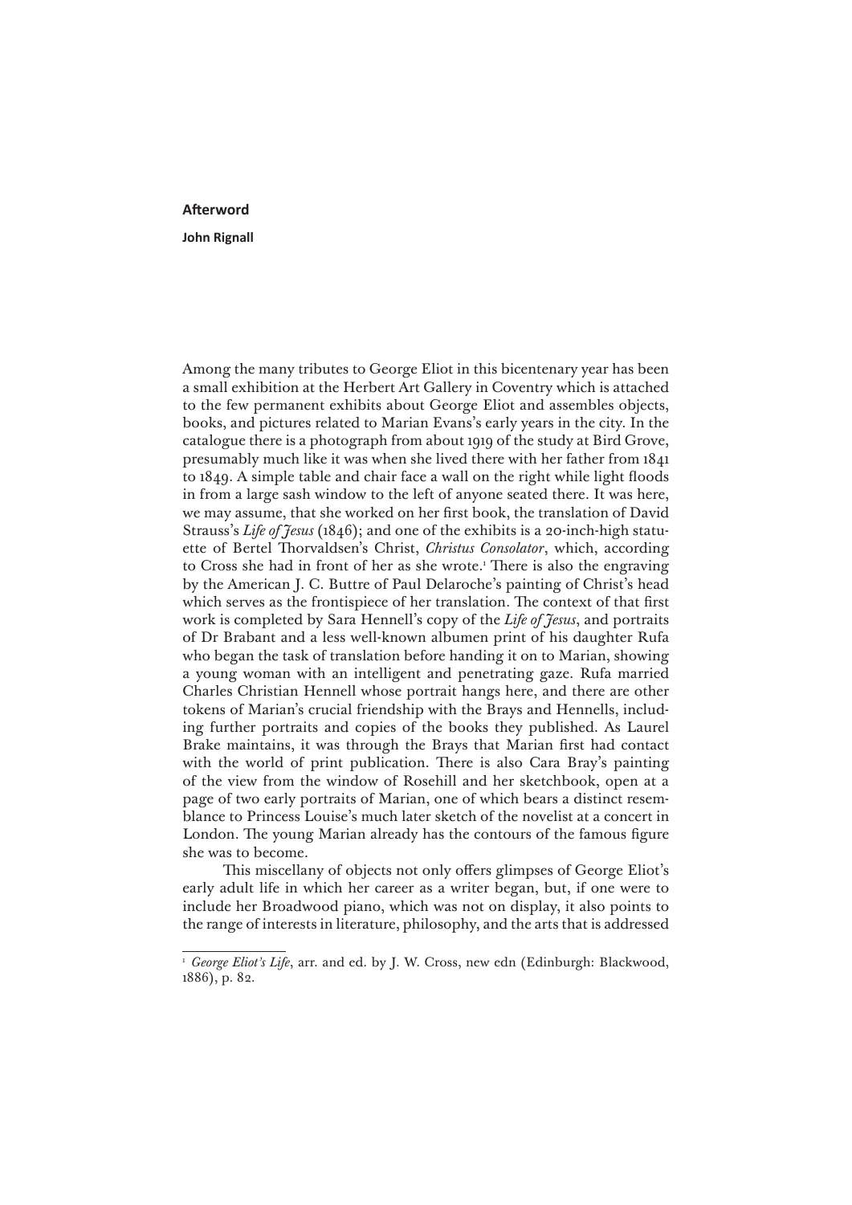# Afterword

**John Rignall**

Among the many tributes to George Eliot in this bicentenary year has been a small exhibition at the Herbert Art Gallery in Coventry which is attached to the few permanent exhibits about George Eliot and assembles objects, books, and pictures related to Marian Evans's early years in the city. In the catalogue there is a photograph from about 1919 of the study at Bird Grove, presumably much like it was when she lived there with her father from 1841 to 1849. A simple table and chair face a wall on the right while light floods in from a large sash window to the left of anyone seated there. It was here, we may assume, that she worked on her first book, the translation of David Strauss's *Life of Jesus* (1846); and one of the exhibits is a 20-inch-high statuette of Bertel Thorvaldsen's Christ, *Christus Consolator*, which, according to Cross she had in front of her as she wrote.[1] There is also the engraving by the American J. C. Buttre of Paul Delaroche's painting of Christ's head which serves as the frontispiece of her translation. The context of that first work is completed by Sara Hennell's copy of the *Life of Jesus*, and portraits of Dr Brabant and a less well-known albumen print of his daughter Rufa who began the task of translation before handing it on to Marian, showing a young woman with an intelligent and penetrating gaze. Rufa married Charles Christian Hennell whose portrait hangs here, and there are other tokens of Marian's crucial friendship with the Brays and Hennells, including further portraits and copies of the books they published. As Laurel Brake maintains, it was through the Brays that Marian first had contact with the world of print publication. There is also Cara Bray's painting of the view from the window of Rosehill and her sketchbook, open at a page of two early portraits of Marian, one of which bears a distinct resemblance to Princess Louise's much later sketch of the novelist at a concert in London. The young Marian already has the contours of the famous figure she was to become.

This miscellany of objects not only offers glimpses of George Eliot's early adult life in which her career as a writer began, but, if one were to include her Broadwood piano, which was not on display, it also points to the range of interests in literature, philosophy, and the arts that is addressed

[1] *George Eliot's Life*, arr. and ed. by J. W. Cross, new edn (Edinburgh: Blackwood, 1886), p. 82.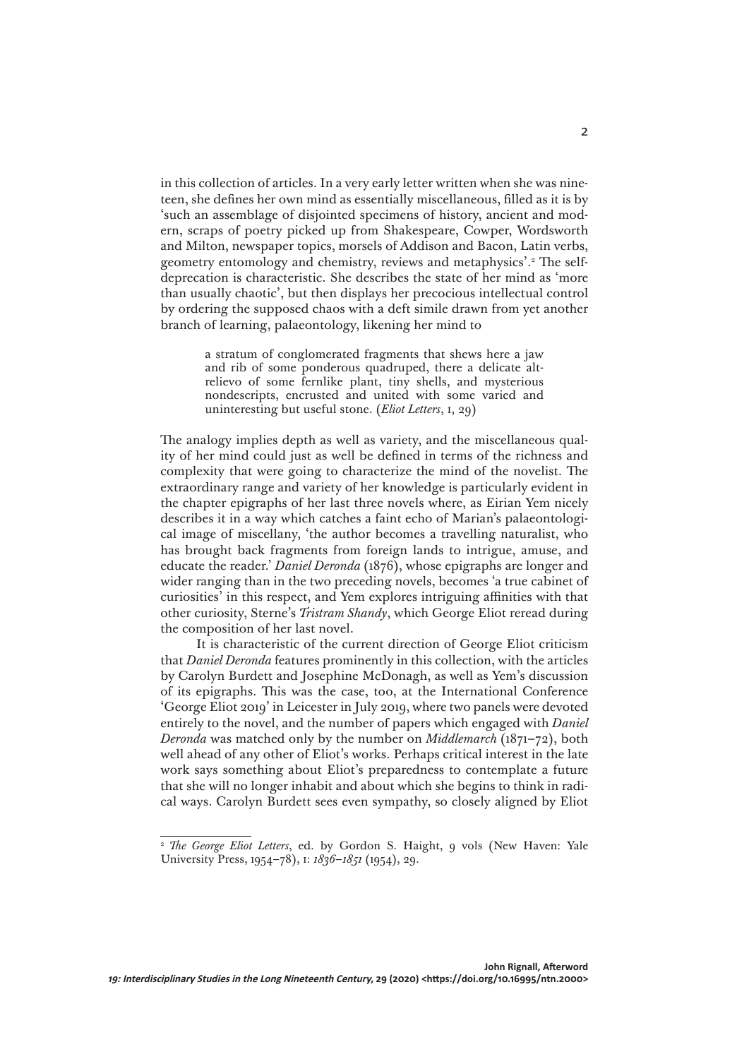in this collection of articles. In a very early letter written when she was nineteen, she defines her own mind as essentially miscellaneous, filled as it is by 'such an assemblage of disjointed specimens of history, ancient and modern, scraps of poetry picked up from Shakespeare, Cowper, Wordsworth and Milton, newspaper topics, morsels of Addison and Bacon, Latin verbs, geometry entomology and chemistry, reviews and metaphysics'.[2] The self-deprecation is characteristic. She describes the state of her mind as 'more than usually chaotic', but then displays her precocious intellectual control by ordering the supposed chaos with a deft simile drawn from yet another branch of learning, palaeontology, likening her mind to

> a stratum of conglomerated fragments that shews here a jaw and rib of some ponderous quadruped, there a delicate altrelievo of some fernlike plant, tiny shells, and mysterious nondescripts, encrusted and united with some varied and uninteresting but useful stone. (*Eliot Letters*, I, 29)

The analogy implies depth as well as variety, and the miscellaneous quality of her mind could just as well be defined in terms of the richness and complexity that were going to characterize the mind of the novelist. The extraordinary range and variety of her knowledge is particularly evident in the chapter epigraphs of her last three novels where, as Eirian Yem nicely describes it in a way which catches a faint echo of Marian's palaeontological image of miscellany, 'the author becomes a travelling naturalist, who has brought back fragments from foreign lands to intrigue, amuse, and educate the reader.' *Daniel Deronda* (1876), whose epigraphs are longer and wider ranging than in the two preceding novels, becomes 'a true cabinet of curiosities' in this respect, and Yem explores intriguing affinities with that other curiosity, Sterne's *Tristram Shandy*, which George Eliot reread during the composition of her last novel.

It is characteristic of the current direction of George Eliot criticism that *Daniel Deronda* features prominently in this collection, with the articles by Carolyn Burdett and Josephine McDonagh, as well as Yem's discussion of its epigraphs. This was the case, too, at the International Conference 'George Eliot 2019' in Leicester in July 2019, where two panels were devoted entirely to the novel, and the number of papers which engaged with *Daniel Deronda* was matched only by the number on *Middlemarch* (1871–72), both well ahead of any other of Eliot's works. Perhaps critical interest in the late work says something about Eliot's preparedness to contemplate a future that she will no longer inhabit and about which she begins to think in radical ways. Carolyn Burdett sees even sympathy, so closely aligned by Eliot

---

[2] *The George Eliot Letters*, ed. by Gordon S. Haight, 9 vols (New Haven: Yale University Press, 1954–78), I: *1836–1851* (1954), 29.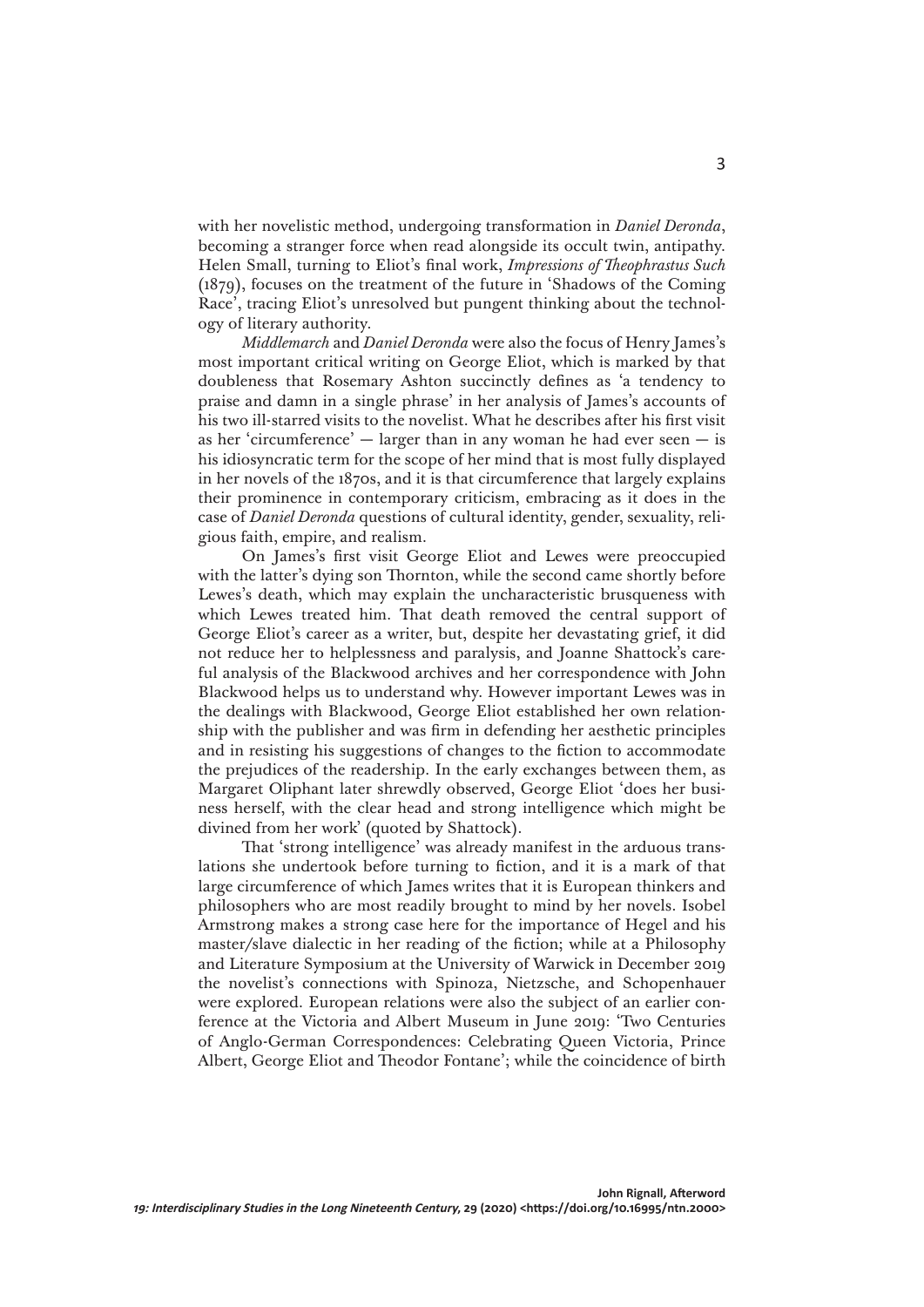with her novelistic method, undergoing transformation in *Daniel Deronda*, becoming a stranger force when read alongside its occult twin, antipathy. Helen Small, turning to Eliot's final work, *Impressions of Theophrastus Such* (1879), focuses on the treatment of the future in 'Shadows of the Coming Race', tracing Eliot's unresolved but pungent thinking about the technology of literary authority.

*Middlemarch* and *Daniel Deronda* were also the focus of Henry James's most important critical writing on George Eliot, which is marked by that doubleness that Rosemary Ashton succinctly defines as 'a tendency to praise and damn in a single phrase' in her analysis of James's accounts of his two ill-starred visits to the novelist. What he describes after his first visit as her 'circumference' — larger than in any woman he had ever seen — is his idiosyncratic term for the scope of her mind that is most fully displayed in her novels of the 1870s, and it is that circumference that largely explains their prominence in contemporary criticism, embracing as it does in the case of *Daniel Deronda* questions of cultural identity, gender, sexuality, religious faith, empire, and realism.

On James's first visit George Eliot and Lewes were preoccupied with the latter's dying son Thornton, while the second came shortly before Lewes's death, which may explain the uncharacteristic brusqueness with which Lewes treated him. That death removed the central support of George Eliot's career as a writer, but, despite her devastating grief, it did not reduce her to helplessness and paralysis, and Joanne Shattock's careful analysis of the Blackwood archives and her correspondence with John Blackwood helps us to understand why. However important Lewes was in the dealings with Blackwood, George Eliot established her own relationship with the publisher and was firm in defending her aesthetic principles and in resisting his suggestions of changes to the fiction to accommodate the prejudices of the readership. In the early exchanges between them, as Margaret Oliphant later shrewdly observed, George Eliot 'does her business herself, with the clear head and strong intelligence which might be divined from her work' (quoted by Shattock).

That 'strong intelligence' was already manifest in the arduous translations she undertook before turning to fiction, and it is a mark of that large circumference of which James writes that it is European thinkers and philosophers who are most readily brought to mind by her novels. Isobel Armstrong makes a strong case here for the importance of Hegel and his master/slave dialectic in her reading of the fiction; while at a Philosophy and Literature Symposium at the University of Warwick in December 2019 the novelist's connections with Spinoza, Nietzsche, and Schopenhauer were explored. European relations were also the subject of an earlier conference at the Victoria and Albert Museum in June 2019: 'Two Centuries of Anglo-German Correspondences: Celebrating Queen Victoria, Prince Albert, George Eliot and Theodor Fontane'; while the coincidence of birth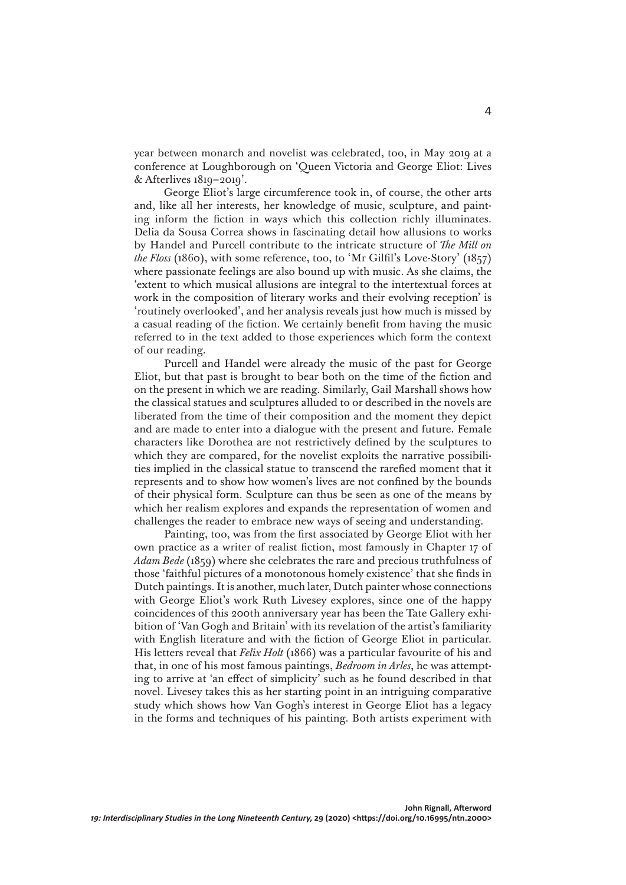year between monarch and novelist was celebrated, too, in May 2019 at a conference at Loughborough on 'Queen Victoria and George Eliot: Lives & Afterlives 1819–2019'.

George Eliot's large circumference took in, of course, the other arts and, like all her interests, her knowledge of music, sculpture, and painting inform the fiction in ways which this collection richly illuminates. Delia da Sousa Correa shows in fascinating detail how allusions to works by Handel and Purcell contribute to the intricate structure of *The Mill on the Floss* (1860), with some reference, too, to 'Mr Gilfil's Love-Story' (1857) where passionate feelings are also bound up with music. As she claims, the 'extent to which musical allusions are integral to the intertextual forces at work in the composition of literary works and their evolving reception' is 'routinely overlooked', and her analysis reveals just how much is missed by a casual reading of the fiction. We certainly benefit from having the music referred to in the text added to those experiences which form the context of our reading.

Purcell and Handel were already the music of the past for George Eliot, but that past is brought to bear both on the time of the fiction and on the present in which we are reading. Similarly, Gail Marshall shows how the classical statues and sculptures alluded to or described in the novels are liberated from the time of their composition and the moment they depict and are made to enter into a dialogue with the present and future. Female characters like Dorothea are not restrictively defined by the sculptures to which they are compared, for the novelist exploits the narrative possibilities implied in the classical statue to transcend the rarefied moment that it represents and to show how women's lives are not confined by the bounds of their physical form. Sculpture can thus be seen as one of the means by which her realism explores and expands the representation of women and challenges the reader to embrace new ways of seeing and understanding.

Painting, too, was from the first associated by George Eliot with her own practice as a writer of realist fiction, most famously in Chapter 17 of *Adam Bede* (1859) where she celebrates the rare and precious truthfulness of those 'faithful pictures of a monotonous homely existence' that she finds in Dutch paintings. It is another, much later, Dutch painter whose connections with George Eliot's work Ruth Livesey explores, since one of the happy coincidences of this 200th anniversary year has been the Tate Gallery exhibition of 'Van Gogh and Britain' with its revelation of the artist's familiarity with English literature and with the fiction of George Eliot in particular. His letters reveal that *Felix Holt* (1866) was a particular favourite of his and that, in one of his most famous paintings, *Bedroom in Arles*, he was attempting to arrive at 'an effect of simplicity' such as he found described in that novel. Livesey takes this as her starting point in an intriguing comparative study which shows how Van Gogh's interest in George Eliot has a legacy in the forms and techniques of his painting. Both artists experiment with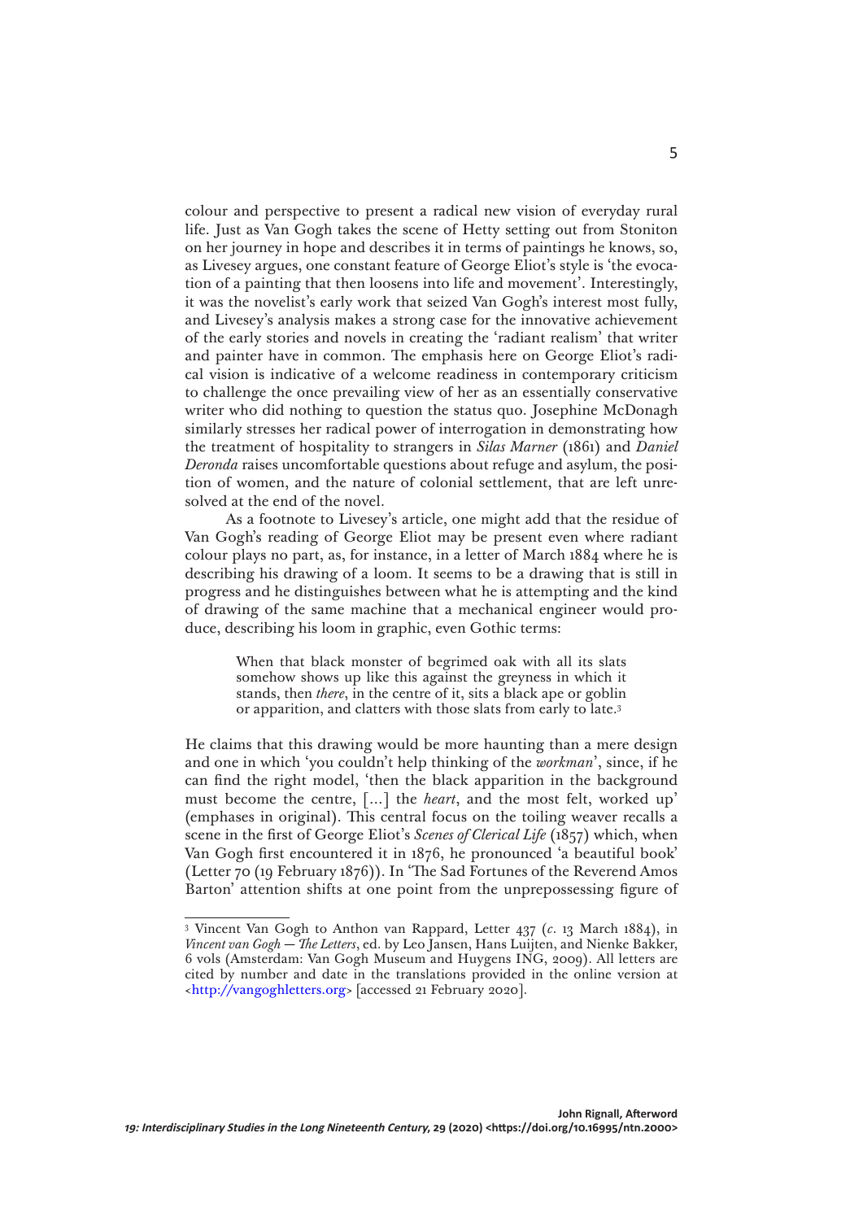colour and perspective to present a radical new vision of everyday rural life. Just as Van Gogh takes the scene of Hetty setting out from Stoniton on her journey in hope and describes it in terms of paintings he knows, so, as Livesey argues, one constant feature of George Eliot's style is 'the evocation of a painting that then loosens into life and movement'. Interestingly, it was the novelist's early work that seized Van Gogh's interest most fully, and Livesey's analysis makes a strong case for the innovative achievement of the early stories and novels in creating the 'radiant realism' that writer and painter have in common. The emphasis here on George Eliot's radical vision is indicative of a welcome readiness in contemporary criticism to challenge the once prevailing view of her as an essentially conservative writer who did nothing to question the status quo. Josephine McDonagh similarly stresses her radical power of interrogation in demonstrating how the treatment of hospitality to strangers in *Silas Marner* (1861) and *Daniel Deronda* raises uncomfortable questions about refuge and asylum, the position of women, and the nature of colonial settlement, that are left unresolved at the end of the novel.

As a footnote to Livesey's article, one might add that the residue of Van Gogh's reading of George Eliot may be present even where radiant colour plays no part, as, for instance, in a letter of March 1884 where he is describing his drawing of a loom. It seems to be a drawing that is still in progress and he distinguishes between what he is attempting and the kind of drawing of the same machine that a mechanical engineer would produce, describing his loom in graphic, even Gothic terms:

> When that black monster of begrimed oak with all its slats somehow shows up like this against the greyness in which it stands, then *there*, in the centre of it, sits a black ape or goblin or apparition, and clatters with those slats from early to late.[3]

He claims that this drawing would be more haunting than a mere design and one in which 'you couldn't help thinking of the *workman*', since, if he can find the right model, 'then the black apparition in the background must become the centre, [...] the *heart*, and the most felt, worked up' (emphases in original). This central focus on the toiling weaver recalls a scene in the first of George Eliot's *Scenes of Clerical Life* (1857) which, when Van Gogh first encountered it in 1876, he pronounced 'a beautiful book' (Letter 70 (19 February 1876)). In 'The Sad Fortunes of the Reverend Amos Barton' attention shifts at one point from the unprepossessing figure of

---

[3] Vincent Van Gogh to Anthon van Rappard, Letter 437 (*c.* 13 March 1884), in *Vincent van Gogh — The Letters*, ed. by Leo Jansen, Hans Luijten, and Nienke Bakker, 6 vols (Amsterdam: Van Gogh Museum and Huygens ING, 2009). All letters are cited by number and date in the translations provided in the online version at <http://vangoghletters.org> [accessed 21 February 2020].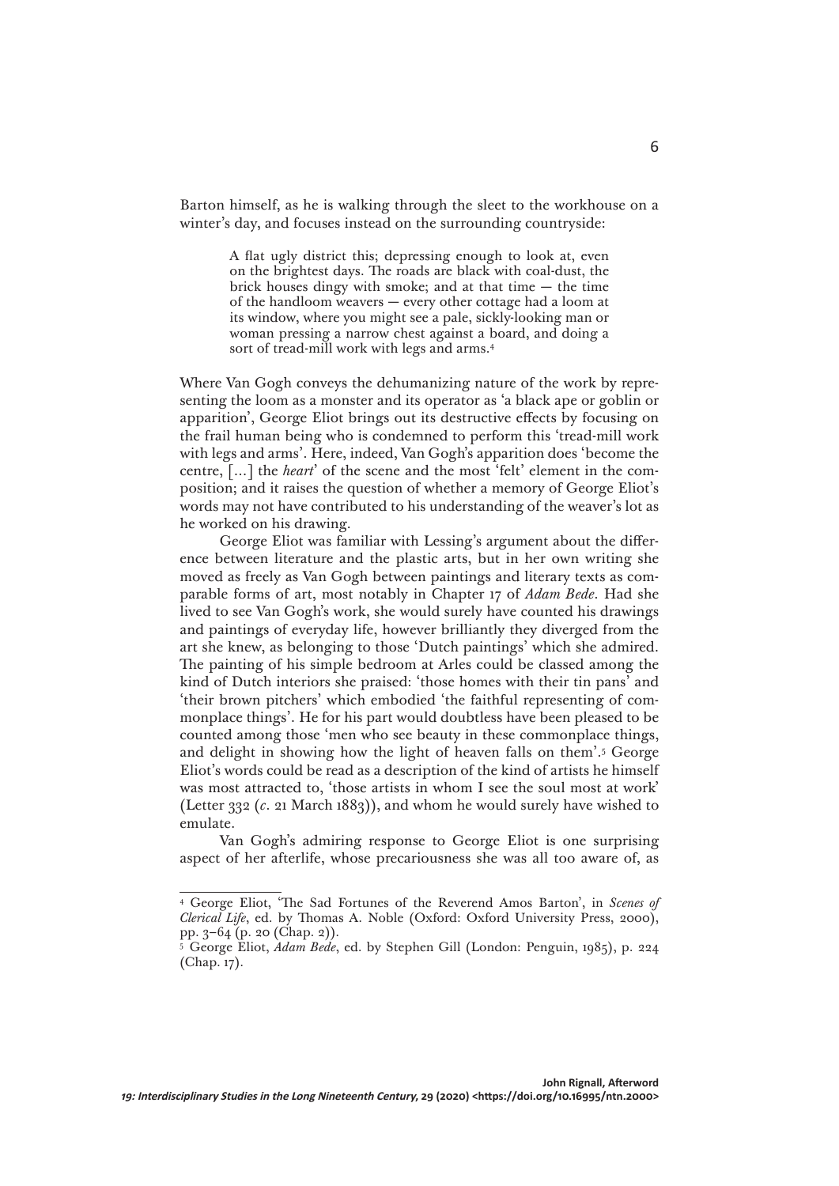Barton himself, as he is walking through the sleet to the workhouse on a winter's day, and focuses instead on the surrounding countryside:

> A flat ugly district this; depressing enough to look at, even on the brightest days. The roads are black with coal-dust, the brick houses dingy with smoke; and at that time — the time of the handloom weavers — every other cottage had a loom at its window, where you might see a pale, sickly-looking man or woman pressing a narrow chest against a board, and doing a sort of tread-mill work with legs and arms.[4]

Where Van Gogh conveys the dehumanizing nature of the work by representing the loom as a monster and its operator as 'a black ape or goblin or apparition', George Eliot brings out its destructive effects by focusing on the frail human being who is condemned to perform this 'tread-mill work with legs and arms'. Here, indeed, Van Gogh's apparition does 'become the centre, [...] the *heart*' of the scene and the most 'felt' element in the composition; and it raises the question of whether a memory of George Eliot's words may not have contributed to his understanding of the weaver's lot as he worked on his drawing.

George Eliot was familiar with Lessing's argument about the difference between literature and the plastic arts, but in her own writing she moved as freely as Van Gogh between paintings and literary texts as comparable forms of art, most notably in Chapter 17 of *Adam Bede*. Had she lived to see Van Gogh's work, she would surely have counted his drawings and paintings of everyday life, however brilliantly they diverged from the art she knew, as belonging to those 'Dutch paintings' which she admired. The painting of his simple bedroom at Arles could be classed among the kind of Dutch interiors she praised: 'those homes with their tin pans' and 'their brown pitchers' which embodied 'the faithful representing of commonplace things'. He for his part would doubtless have been pleased to be counted among those 'men who see beauty in these commonplace things, and delight in showing how the light of heaven falls on them'.[5] George Eliot's words could be read as a description of the kind of artists he himself was most attracted to, 'those artists in whom I see the soul most at work' (Letter 332 (*c*. 21 March 1883)), and whom he would surely have wished to emulate.

Van Gogh's admiring response to George Eliot is one surprising aspect of her afterlife, whose precariousness she was all too aware of, as

---

[4] George Eliot, 'The Sad Fortunes of the Reverend Amos Barton', in *Scenes of Clerical Life*, ed. by Thomas A. Noble (Oxford: Oxford University Press, 2000), pp. 3–64 (p. 20 (Chap. 2)).

[5] George Eliot, *Adam Bede*, ed. by Stephen Gill (London: Penguin, 1985), p. 224 (Chap. 17).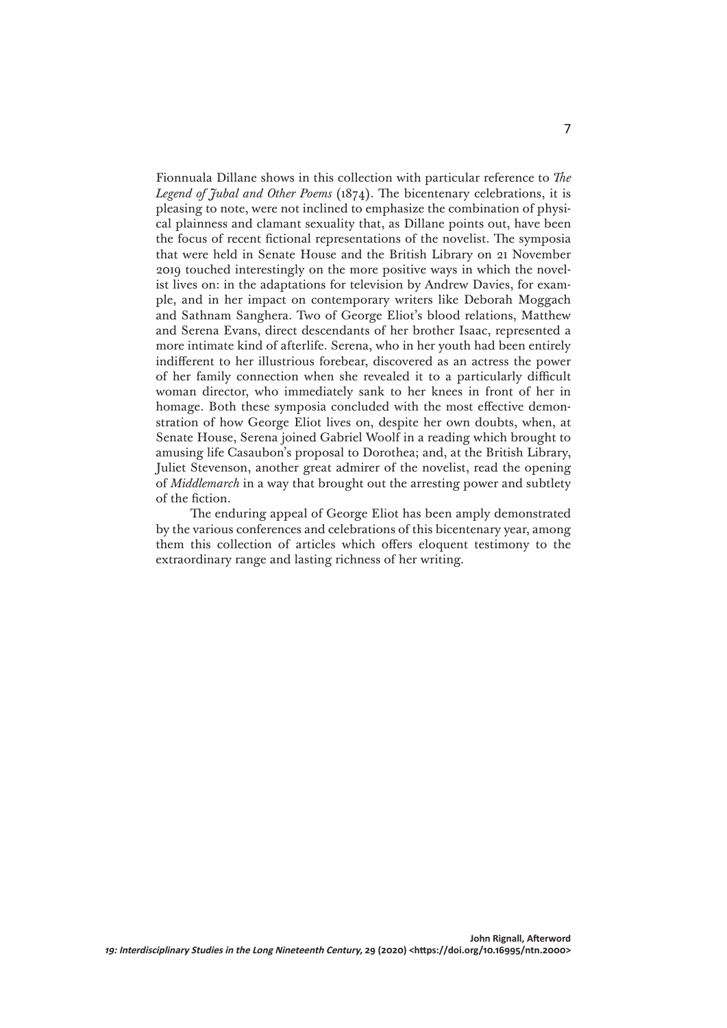Fionnuala Dillane shows in this collection with particular reference to *The Legend of Jubal and Other Poems* (1874). The bicentenary celebrations, it is pleasing to note, were not inclined to emphasize the combination of physical plainness and clamant sexuality that, as Dillane points out, have been the focus of recent fictional representations of the novelist. The symposia that were held in Senate House and the British Library on 21 November 2019 touched interestingly on the more positive ways in which the novelist lives on: in the adaptations for television by Andrew Davies, for example, and in her impact on contemporary writers like Deborah Moggach and Sathnam Sanghera. Two of George Eliot's blood relations, Matthew and Serena Evans, direct descendants of her brother Isaac, represented a more intimate kind of afterlife. Serena, who in her youth had been entirely indifferent to her illustrious forebear, discovered as an actress the power of her family connection when she revealed it to a particularly difficult woman director, who immediately sank to her knees in front of her in homage. Both these symposia concluded with the most effective demonstration of how George Eliot lives on, despite her own doubts, when, at Senate House, Serena joined Gabriel Woolf in a reading which brought to amusing life Casaubon's proposal to Dorothea; and, at the British Library, Juliet Stevenson, another great admirer of the novelist, read the opening of *Middlemarch* in a way that brought out the arresting power and subtlety of the fiction.

The enduring appeal of George Eliot has been amply demonstrated by the various conferences and celebrations of this bicentenary year, among them this collection of articles which offers eloquent testimony to the extraordinary range and lasting richness of her writing.